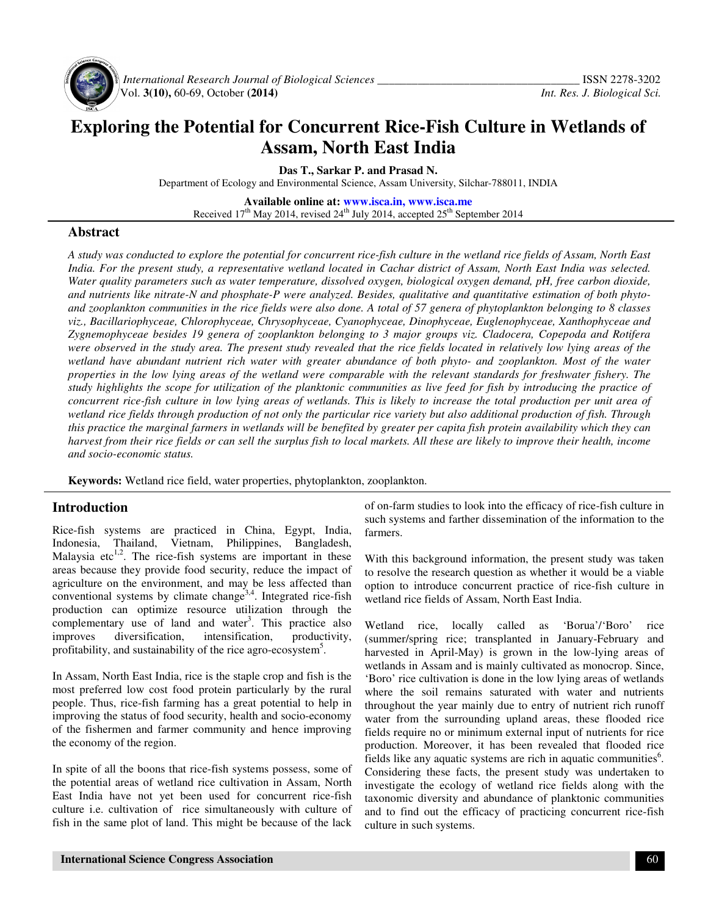# Exploring the Potential for Concurrent Rice-Fish Culture in Wetlands of Assam, North East India

**Das T., Sarkar P. and Prasad N.**

Department of Ecology and Environmental Science, Assam University, Silchar-788011, INDIA

**Available online at: www.isca.in, www.isca.me**

Received 17th May 2014, revised 24th July 2014, accepted 25th September 2014

## Abstract

*A study was conducted to explore the potential for concurrent rice-fish culture in the wetland rice fields of Assam, North East India. For the present study, a representative wetland located in Cachar district of Assam, North East India was selected. Water quality parameters such as water temperature, dissolved oxygen, biological oxygen demand, pH, free carbon dioxide, and nutrients like nitrate-N and phosphate-P were analyzed. Besides, qualitative and quantitative estimation of both phyto- and zooplankton communities in the rice fields were also done. A total of 57 genera of phytoplankton belonging to 8 classes viz., Bacillariophyceae, Chlorophyceae, Chrysophyceae, Cyanophyceae, Dinophyceae, Euglenophyceae, Xanthophyceae and Zygnemophyceae besides 19 genera of zooplankton belonging to 3 major groups viz. Cladocera, Copepoda and Rotifera were observed in the study area. The present study revealed that the rice fields located in relatively low lying areas of the wetland have abundant nutrient rich water with greater abundance of both phyto- and zooplankton. Most of the water properties in the low lying areas of the wetland were comparable with the relevant standards for freshwater fishery. The study highlights the scope for utilization of the planktonic communities as live feed for fish by introducing the practice of concurrent rice-fish culture in low lying areas of wetlands. This is likely to increase the total production per unit area of wetland rice fields through production of not only the particular rice variety but also additional production of fish. Through this practice the marginal farmers in wetlands will be benefited by greater per capita fish protein availability which they can harvest from their rice fields or can sell the surplus fish to local markets. All these are likely to improve their health, income and socio-economic status.*

**Keywords:** Wetland rice field, water properties, phytoplankton, zooplankton.

## Introduction

Rice-fish systems are practiced in China, Egypt, India, Indonesia, Thailand, Vietnam, Philippines, Bangladesh, Malaysia etc[1,2]. The rice-fish systems are important in these areas because they provide food security, reduce the impact of agriculture on the environment, and may be less affected than conventional systems by climate change[3,4]. Integrated rice-fish production can optimize resource utilization through the complementary use of land and water[3]. This practice also improves diversification, intensification, productivity, profitability, and sustainability of the rice agro-ecosystem[5].

In Assam, North East India, rice is the staple crop and fish is the most preferred low cost food protein particularly by the rural people. Thus, rice-fish farming has a great potential to help in improving the status of food security, health and socio-economy of the fishermen and farmer community and hence improving the economy of the region.

In spite of all the boons that rice-fish systems possess, some of the potential areas of wetland rice cultivation in Assam, North East India have not yet been used for concurrent rice-fish culture i.e. cultivation of rice simultaneously with culture of fish in the same plot of land. This might be because of the lack of on-farm studies to look into the efficacy of rice-fish culture in such systems and farther dissemination of the information to the farmers.

With this background information, the present study was taken to resolve the research question as whether it would be a viable option to introduce concurrent practice of rice-fish culture in wetland rice fields of Assam, North East India.

Wetland rice, locally called as 'Borua'/'Boro' rice (summer/spring rice; transplanted in January-February and harvested in April-May) is grown in the low-lying areas of wetlands in Assam and is mainly cultivated as monocrop. Since, 'Boro' rice cultivation is done in the low lying areas of wetlands where the soil remains saturated with water and nutrients throughout the year mainly due to entry of nutrient rich runoff water from the surrounding upland areas, these flooded rice fields require no or minimum external input of nutrients for rice production. Moreover, it has been revealed that flooded rice fields like any aquatic systems are rich in aquatic communities[6]. Considering these facts, the present study was undertaken to investigate the ecology of wetland rice fields along with the taxonomic diversity and abundance of planktonic communities and to find out the efficacy of practicing concurrent rice-fish culture in such systems.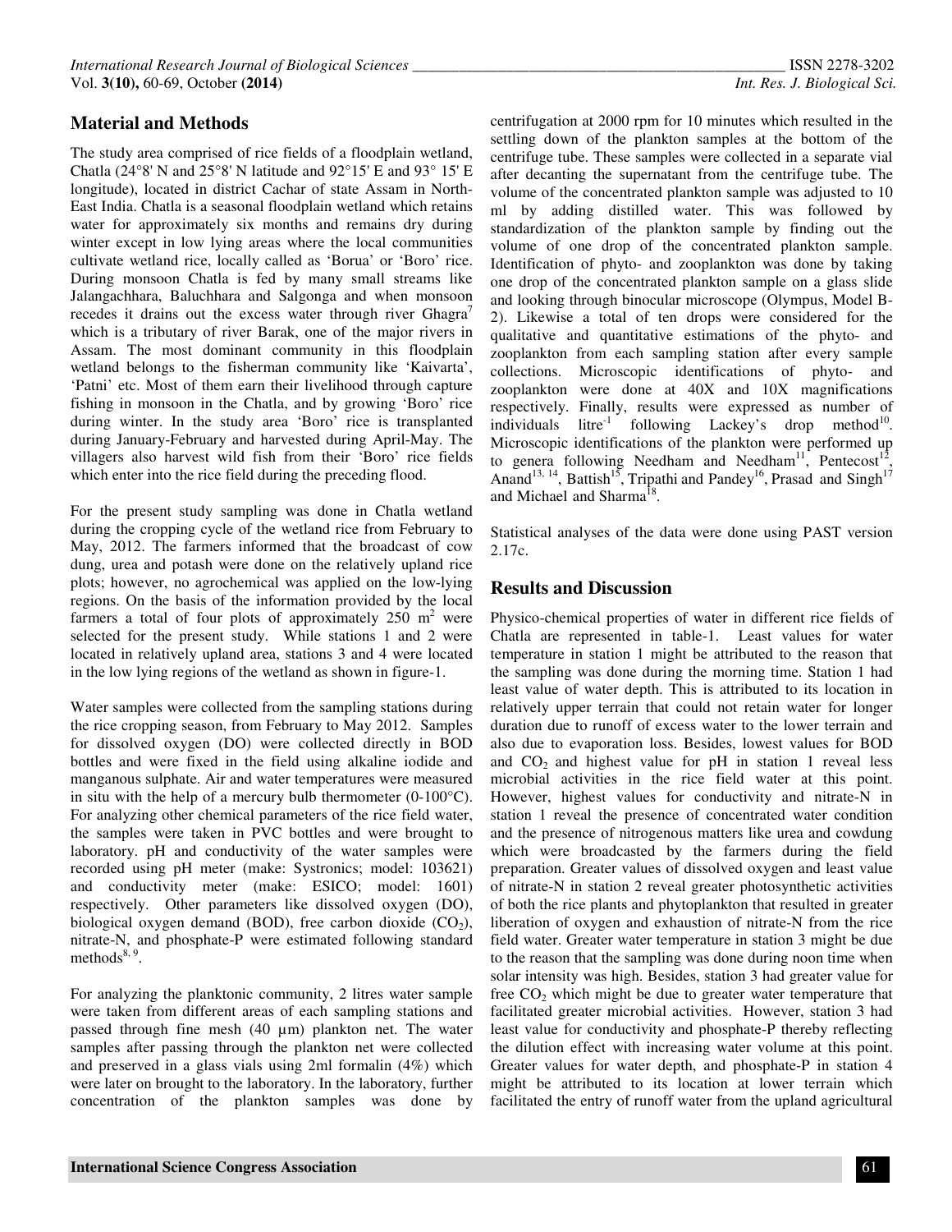## Material and Methods

The study area comprised of rice fields of a floodplain wetland, Chatla (24°8' N and 25°8' N latitude and 92°15' E and 93° 15' E longitude), located in district Cachar of state Assam in North-East India. Chatla is a seasonal floodplain wetland which retains water for approximately six months and remains dry during winter except in low lying areas where the local communities cultivate wetland rice, locally called as 'Borua' or 'Boro' rice. During monsoon Chatla is fed by many small streams like Jalangachhara, Baluchhara and Salgonga and when monsoon recedes it drains out the excess water through river Ghagra[7] which is a tributary of river Barak, one of the major rivers in Assam. The most dominant community in this floodplain wetland belongs to the fisherman community like 'Kaivarta', 'Patni' etc. Most of them earn their livelihood through capture fishing in monsoon in the Chatla, and by growing 'Boro' rice during winter. In the study area 'Boro' rice is transplanted during January-February and harvested during April-May. The villagers also harvest wild fish from their 'Boro' rice fields which enter into the rice field during the preceding flood.

For the present study sampling was done in Chatla wetland during the cropping cycle of the wetland rice from February to May, 2012. The farmers informed that the broadcast of cow dung, urea and potash were done on the relatively upland rice plots; however, no agrochemical was applied on the low-lying regions. On the basis of the information provided by the local farmers a total of four plots of approximately 250 $m^2$ were selected for the present study. While stations 1 and 2 were located in relatively upland area, stations 3 and 4 were located in the low lying regions of the wetland as shown in figure-1.

Water samples were collected from the sampling stations during the rice cropping season, from February to May 2012. Samples for dissolved oxygen (DO) were collected directly in BOD bottles and were fixed in the field using alkaline iodide and manganous sulphate. Air and water temperatures were measured in situ with the help of a mercury bulb thermometer (0-100°C). For analyzing other chemical parameters of the rice field water, the samples were taken in PVC bottles and were brought to laboratory. pH and conductivity of the water samples were recorded using pH meter (make: Systronics; model: 103621) and conductivity meter (make: ESICO; model: 1601) respectively. Other parameters like dissolved oxygen (DO), biological oxygen demand (BOD), free carbon dioxide ($CO_2$), nitrate-N, and phosphate-P were estimated following standard methods[8, 9].

For analyzing the planktonic community, 2 litres water sample were taken from different areas of each sampling stations and passed through fine mesh (40 µm) plankton net. The water samples after passing through the plankton net were collected and preserved in a glass vials using 2ml formalin (4%) which were later on brought to the laboratory. In the laboratory, further concentration of the plankton samples was done by centrifugation at 2000 rpm for 10 minutes which resulted in the settling down of the plankton samples at the bottom of the centrifuge tube. These samples were collected in a separate vial after decanting the supernatant from the centrifuge tube. The volume of the concentrated plankton sample was adjusted to 10 ml by adding distilled water. This was followed by standardization of the plankton sample by finding out the volume of one drop of the concentrated plankton sample. Identification of phyto- and zooplankton was done by taking one drop of the concentrated plankton sample on a glass slide and looking through binocular microscope (Olympus, Model B-2). Likewise a total of ten drops were considered for the qualitative and quantitative estimations of the phyto- and zooplankton from each sampling station after every sample collections. Microscopic identifications of phyto- and zooplankton were done at 40X and 10X magnifications respectively. Finally, results were expressed as number of individuals litre$^{-1}$ following Lackey's drop method[10]. Microscopic identifications of the plankton were performed up to genera following Needham and Needham[11], Pentecost[12], Anand[13, 14], Battish[15], Tripathi and Pandey[16], Prasad and Singh[17] and Michael and Sharma[18].

Statistical analyses of the data were done using PAST version 2.17c.

## Results and Discussion

Physico-chemical properties of water in different rice fields of Chatla are represented in table-1. Least values for water temperature in station 1 might be attributed to the reason that the sampling was done during the morning time. Station 1 had least value of water depth. This is attributed to its location in relatively upper terrain that could not retain water for longer duration due to runoff of excess water to the lower terrain and also due to evaporation loss. Besides, lowest values for BOD and $CO_2$ and highest value for pH in station 1 reveal less microbial activities in the rice field water at this point. However, highest values for conductivity and nitrate-N in station 1 reveal the presence of concentrated water condition and the presence of nitrogenous matters like urea and cowdung which were broadcasted by the farmers during the field preparation. Greater values of dissolved oxygen and least value of nitrate-N in station 2 reveal greater photosynthetic activities of both the rice plants and phytoplankton that resulted in greater liberation of oxygen and exhaustion of nitrate-N from the rice field water. Greater water temperature in station 3 might be due to the reason that the sampling was done during noon time when solar intensity was high. Besides, station 3 had greater value for free $CO_2$ which might be due to greater water temperature that facilitated greater microbial activities. However, station 3 had least value for conductivity and phosphate-P thereby reflecting the dilution effect with increasing water volume at this point. Greater values for water depth, and phosphate-P in station 4 might be attributed to its location at lower terrain which facilitated the entry of runoff water from the upland agricultural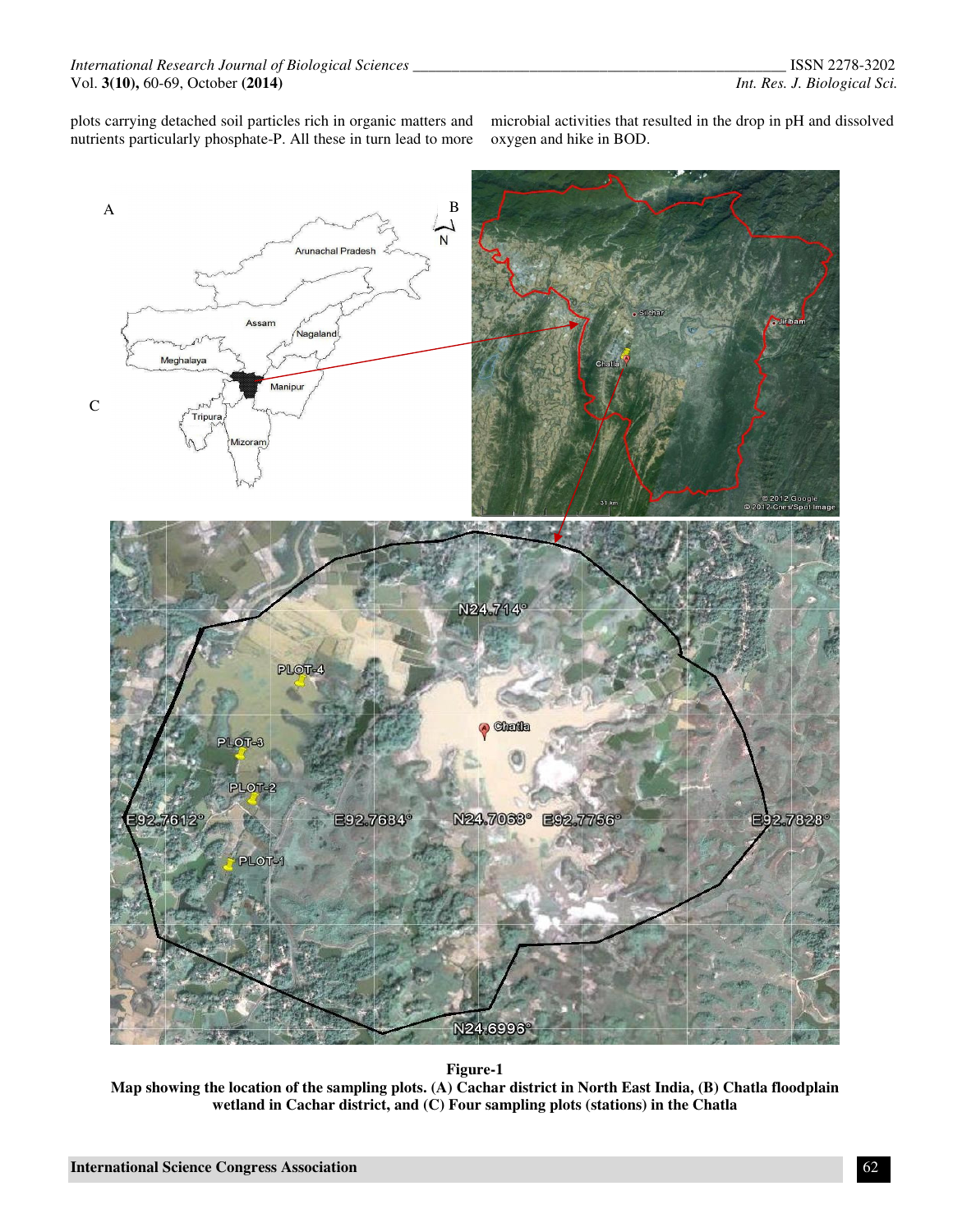plots carrying detached soil particles rich in organic matters and nutrients particularly phosphate-P. All these in turn lead to more microbial activities that resulted in the drop in pH and dissolved oxygen and hike in BOD.

**Figure-1**

**Map showing the location of the sampling plots. (A) Cachar district in North East India, (B) Chatla floodplain wetland in Cachar district, and (C) Four sampling plots (stations) in the Chatla**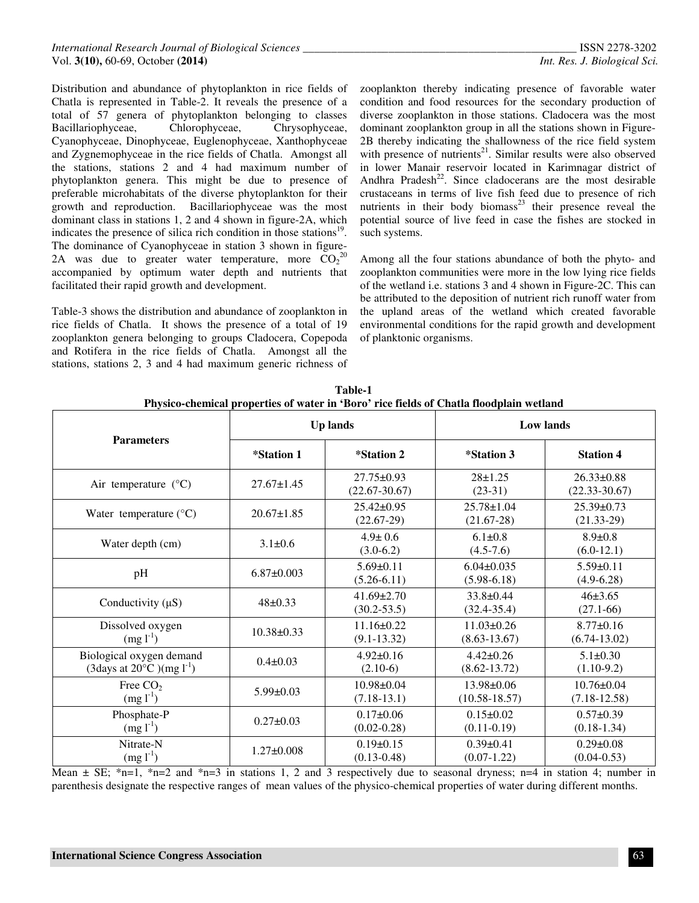Distribution and abundance of phytoplankton in rice fields of Chatla is represented in Table-2. It reveals the presence of a total of 57 genera of phytoplankton belonging to classes Bacillariophyceae, Chlorophyceae, Chrysophyceae, Cyanophyceae, Dinophyceae, Euglenophyceae, Xanthophyceae and Zygnemophyceae in the rice fields of Chatla. Amongst all the stations, stations 2 and 4 had maximum number of phytoplankton genera. This might be due to presence of preferable microhabitats of the diverse phytoplankton for their growth and reproduction. Bacillariophyceae was the most dominant class in stations 1, 2 and 4 shown in figure-2A, which indicates the presence of silica rich condition in those stations[19]. The dominance of Cyanophyceae in station 3 shown in figure-2A was due to greater water temperature, more $CO_2$[20] accompanied by optimum water depth and nutrients that facilitated their rapid growth and development.

Table-3 shows the distribution and abundance of zooplankton in rice fields of Chatla. It shows the presence of a total of 19 zooplankton genera belonging to groups Cladocera, Copepoda and Rotifera in the rice fields of Chatla. Amongst all the stations, stations 2, 3 and 4 had maximum generic richness of zooplankton thereby indicating presence of favorable water condition and food resources for the secondary production of diverse zooplankton in those stations. Cladocera was the most dominant zooplankton group in all the stations shown in Figure-2B thereby indicating the shallowness of the rice field system with presence of nutrients[21]. Similar results were also observed in lower Manair reservoir located in Karimnagar district of Andhra Pradesh[22]. Since cladocerans are the most desirable crustaceans in terms of live fish feed due to presence of rich nutrients in their body biomass[23] their presence reveal the potential source of live feed in case the fishes are stocked in such systems.

Among all the four stations abundance of both the phyto- and zooplankton communities were more in the low lying rice fields of the wetland i.e. stations 3 and 4 shown in Figure-2C. This can be attributed to the deposition of nutrient rich runoff water from the upland areas of the wetland which created favorable environmental conditions for the rapid growth and development of planktonic organisms.

**Table-1**
**Physico-chemical properties of water in 'Boro' rice fields of Chatla floodplain wetland**

| Parameters | Up lands | | Low lands | |
|---|---|---|---|---|
| | *Station 1 | *Station 2 | *Station 3 | Station 4 |
| Air temperature (°C) | 27.67±1.45 | 27.75±0.93 (22.67-30.67) | 28±1.25 (23-31) | 26.33±0.88 (22.33-30.67) |
| Water temperature (°C) | 20.67±1.85 | 25.42±0.95 (22.67-29) | 25.78±1.04 (21.67-28) | 25.39±0.73 (21.33-29) |
| Water depth (cm) | 3.1±0.6 | 4.9± 0.6 (3.0-6.2) | 6.1±0.8 (4.5-7.6) | 8.9±0.8 (6.0-12.1) |
| pH | 6.87±0.003 | 5.69±0.11 (5.26-6.11) | 6.04±0.035 (5.98-6.18) | 5.59±0.11 (4.9-6.28) |
| Conductivity (µS) | 48±0.33 | 41.69±2.70 (30.2-53.5) | 33.8±0.44 (32.4-35.4) | 46±3.65 (27.1-66) |
| Dissolved oxygen ($mg\ l^{-1}$) | 10.38±0.33 | 11.16±0.22 (9.1-13.32) | 11.03±0.26 (8.63-13.67) | 8.77±0.16 (6.74-13.02) |
| Biological oxygen demand (3days at 20°C )($mg\ l^{-1}$) | 0.4±0.03 | 4.92±0.16 (2.10-6) | 4.42±0.26 (8.62-13.72) | 5.1±0.30 (1.10-9.2) |
| Free $CO_2$ ($mg\ l^{-1}$) | 5.99±0.03 | 10.98±0.04 (7.18-13.1) | 13.98±0.06 (10.58-18.57) | 10.76±0.04 (7.18-12.58) |
| Phosphate-P ($mg\ l^{-1}$) | 0.27±0.03 | 0.17±0.06 (0.02-0.28) | 0.15±0.02 (0.11-0.19) | 0.57±0.39 (0.18-1.34) |
| Nitrate-N ($mg\ l^{-1}$) | 1.27±0.008 | 0.19±0.15 (0.13-0.48) | 0.39±0.41 (0.07-1.22) | 0.29±0.08 (0.04-0.53) |

Mean ± SE; *n=1, *n=2 and *n=3 in stations 1, 2 and 3 respectively due to seasonal dryness; n=4 in station 4; number in parenthesis designate the respective ranges of mean values of the physico-chemical properties of water during different months.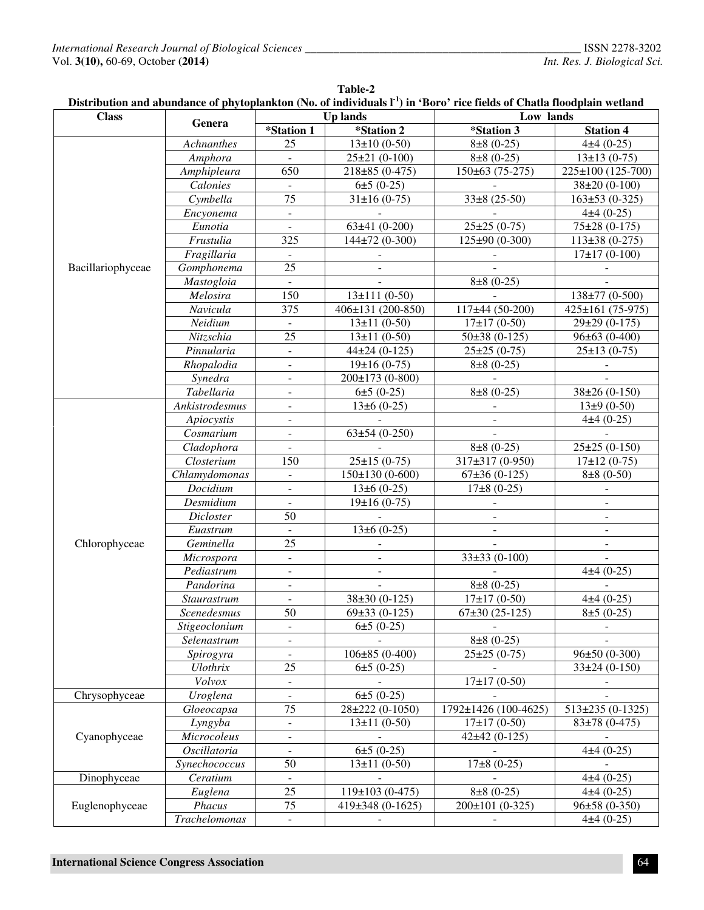**Table-2**
**Distribution and abundance of phytoplankton (No. of individuals $l^{-1}$) in 'Boro' rice fields of Chatla floodplain wetland**

| Class | Genera | Up lands | | Low lands | |
|---|---|---|---|---|---|
| | | *Station 1 | *Station 2 | *Station 3 | Station 4 |
| Bacillariophyceae | *Achnanthes* | 25 | 13±10 (0-50) | 8±8 (0-25) | 4±4 (0-25) |
| | *Amphora* | - | 25±21 (0-100) | 8±8 (0-25) | 13±13 (0-75) |
| | *Amphipleura* | 650 | 218±85 (0-475) | 150±63 (75-275) | 225±100 (125-700) |
| | *Calonies* | - | 6±5 (0-25) | - | 38±20 (0-100) |
| | *Cymbella* | 75 | 31±16 (0-75) | 33±8 (25-50) | 163±53 (0-325) |
| | *Encyonema* | - | - | - | 4±4 (0-25) |
| | *Eunotia* | - | 63±41 (0-200) | 25±25 (0-75) | 75±28 (0-175) |
| | *Frustulia* | 325 | 144±72 (0-300) | 125±90 (0-300) | 113±38 (0-275) |
| | *Fragillaria* | - | - | - | 17±17 (0-100) |
| | *Gomphonema* | 25 | - | - | - |
| | *Mastogloia* | - | - | 8±8 (0-25) | - |
| | *Melosira* | 150 | 13±111 (0-50) | - | 138±77 (0-500) |
| | *Navicula* | 375 | 406±131 (200-850) | 117±44 (50-200) | 425±161 (75-975) |
| | *Neidium* | - | 13±11 (0-50) | 17±17 (0-50) | 29±29 (0-175) |
| | *Nitzschia* | 25 | 13±11 (0-50) | 50±38 (0-125) | 96±63 (0-400) |
| | *Pinnularia* | - | 44±24 (0-125) | 25±25 (0-75) | 25±13 (0-75) |
| | *Rhopalodia* | - | 19±16 (0-75) | 8±8 (0-25) | - |
| | *Synedra* | - | 200±173 (0-800) | - | - |
| | *Tabellaria* | - | 6±5 (0-25) | 8±8 (0-25) | 38±26 (0-150) |
| Chlorophyceae | *Ankistrodesmus* | - | 13±6 (0-25) | - | 13±9 (0-50) |
| | *Apiocystis* | - | - | - | 4±4 (0-25) |
| | *Cosmarium* | - | 63±54 (0-250) | - | - |
| | *Cladophora* | - | - | 8±8 (0-25) | 25±25 (0-150) |
| | *Closterium* | 150 | 25±15 (0-75) | 317±317 (0-950) | 17±12 (0-75) |
| | *Chlamydomonas* | - | 150±130 (0-600) | 67±36 (0-125) | 8±8 (0-50) |
| | *Docidium* | - | 13±6 (0-25) | 17±8 (0-25) | - |
| | *Desmidium* | - | 19±16 (0-75) | - | - |
| | *Dicloster* | 50 | - | - | - |
| | *Euastrum* | - | 13±6 (0-25) | - | - |
| | *Geminella* | 25 | - | - | - |
| | *Microspora* | - | - | 33±33 (0-100) | - |
| | *Pediastrum* | - | - | - | 4±4 (0-25) |
| | *Pandorina* | - | - | 8±8 (0-25) | - |
| | *Staurastrum* | - | 38±30 (0-125) | 17±17 (0-50) | 4±4 (0-25) |
| | *Scenedesmus* | 50 | 69±33 (0-125) | 67±30 (25-125) | 8±5 (0-25) |
| | *Stigeoclonium* | - | 6±5 (0-25) | - | - |
| | *Selenastrum* | - | - | 8±8 (0-25) | - |
| | *Spirogyra* | - | 106±85 (0-400) | 25±25 (0-75) | 96±50 (0-300) |
| | *Ulothrix* | 25 | 6±5 (0-25) | - | 33±24 (0-150) |
| | *Volvox* | - | - | 17±17 (0-50) | - |
| Chrysophyceae | *Uroglena* | - | 6±5 (0-25) | - | - |
| Cyanophyceae | *Gloeocapsa* | 75 | 28±222 (0-1050) | 1792±1426 (100-4625) | 513±235 (0-1325) |
| | *Lyngyba* | - | 13±11 (0-50) | 17±17 (0-50) | 83±78 (0-475) |
| | *Microcoleus* | - | - | 42±42 (0-125) | - |
| | *Oscillatoria* | - | 6±5 (0-25) | - | 4±4 (0-25) |
| | *Synechococcus* | 50 | 13±11 (0-50) | 17±8 (0-25) | - |
| Dinophyceae | *Ceratium* | - | - | - | 4±4 (0-25) |
| Euglenophyceae | *Euglena* | 25 | 119±103 (0-475) | 8±8 (0-25) | 4±4 (0-25) |
| | *Phacus* | 75 | 419±348 (0-1625) | 200±101 (0-325) | 96±58 (0-350) |
| | *Trachelomonas* | - | - | - | 4±4 (0-25) |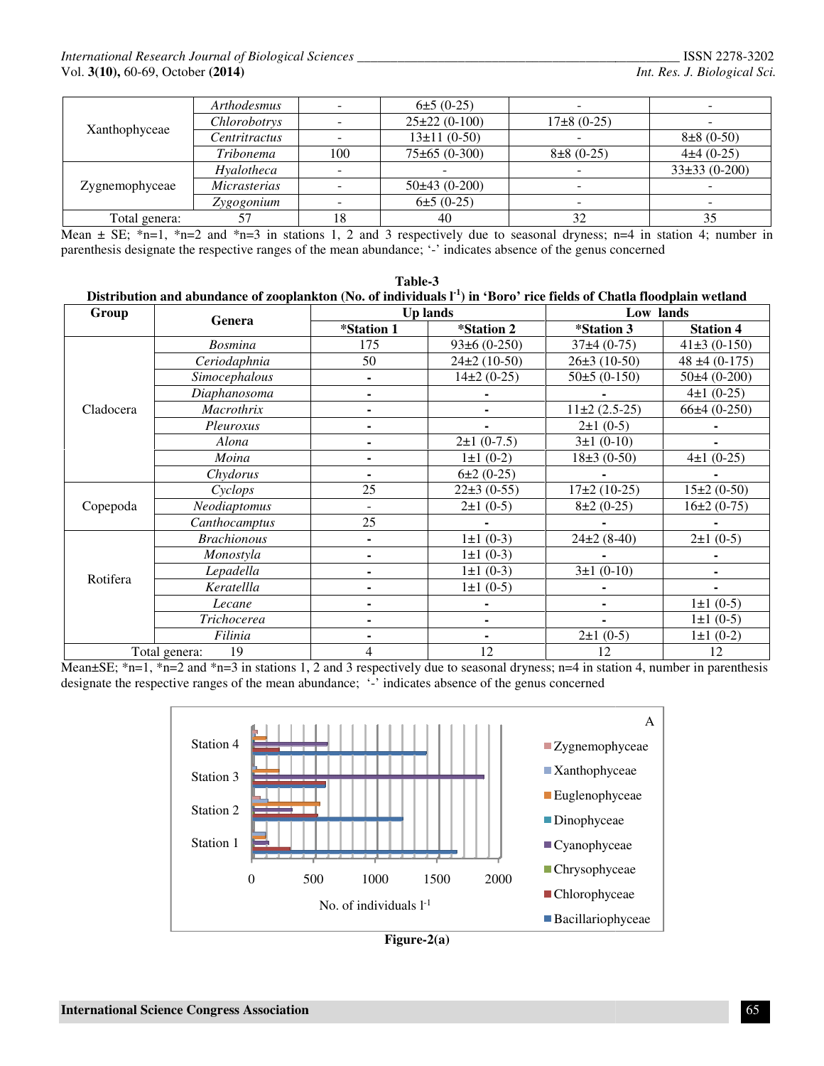| | Genera | | | | |
|---|---|---|---|---|---|
| Xanthophyceae | *Arthodesmus* | - | 6±5 (0-25) | - | - |
| | *Chlorobotrys* | - | 25±22 (0-100) | 17±8 (0-25) | - |
| | *Centritractus* | - | 13±11 (0-50) | - | 8±8 (0-50) |
| | *Tribonema* | 100 | 75±65 (0-300) | 8±8 (0-25) | 4±4 (0-25) |
| Zygnemophyceae | *Hyalotheca* | - | - | - | 33±33 (0-200) |
| | *Micrasterias* | - | 50±43 (0-200) | - | - |
| | *Zygogonium* | - | 6±5 (0-25) | - | - |
| Total genera: | 57 | 18 | 40 | 32 | 35 |

Mean ± SE; *n=1, *n=2 and *n=3 in stations 1, 2 and 3 respectively due to seasonal dryness; n=4 in station 4; number in parenthesis designate the respective ranges of the mean abundance; '-' indicates absence of the genus concerned

**Table-3**
**Distribution and abundance of zooplankton (No. of individuals $l^{-1}$) in 'Boro' rice fields of Chatla floodplain wetland**

| Group | Genera | Up lands | | Low lands | |
|---|---|---|---|---|---|
| | | *Station 1 | *Station 2 | *Station 3 | Station 4 |
| Cladocera | *Bosmina* | 175 | 93±6 (0-250) | 37±4 (0-75) | 41±3 (0-150) |
| | *Ceriodaphnia* | 50 | 24±2 (10-50) | 26±3 (10-50) | 48 ±4 (0-175) |
| | *Simocephalous* | - | 14±2 (0-25) | 50±5 (0-150) | 50±4 (0-200) |
| | *Diaphanosoma* | - | - | - | 4±1 (0-25) |
| | *Macrothrix* | - | - | 11±2 (2.5-25) | 66±4 (0-250) |
| | *Pleuroxus* | - | - | 2±1 (0-5) | - |
| | *Alona* | - | 2±1 (0-7.5) | 3±1 (0-10) | - |
| | *Moina* | - | 1±1 (0-2) | 18±3 (0-50) | 4±1 (0-25) |
| | *Chydorus* | - | 6±2 (0-25) | - | - |
| Copepoda | *Cyclops* | 25 | 22±3 (0-55) | 17±2 (10-25) | 15±2 (0-50) |
| | *Neodiaptomus* | - | 2±1 (0-5) | 8±2 (0-25) | 16±2 (0-75) |
| | *Canthocamptus* | 25 | - | - | - |
| Rotifera | *Brachionous* | - | 1±1 (0-3) | 24±2 (8-40) | 2±1 (0-5) |
| | *Monostyla* | - | 1±1 (0-3) | - | - |
| | *Lepadella* | - | 1±1 (0-3) | 3±1 (0-10) | - |
| | *Keratellla* | - | 1±1 (0-5) | - | - |
| | *Lecane* | - | - | - | 1±1 (0-5) |
| | *Trichocerea* | - | - | - | 1±1 (0-5) |
| | *Filinia* | - | - | 2±1 (0-5) | 1±1 (0-2) |
| Total genera: | 19 | 4 | 12 | 12 | 12 |

Mean±SE; *n=1, *n=2 and *n=3 in stations 1, 2 and 3 respectively due to seasonal dryness; n=4 in station 4, number in parenthesis designate the respective ranges of the mean abundance; '-' indicates absence of the genus concerned

**Figure-2(a)**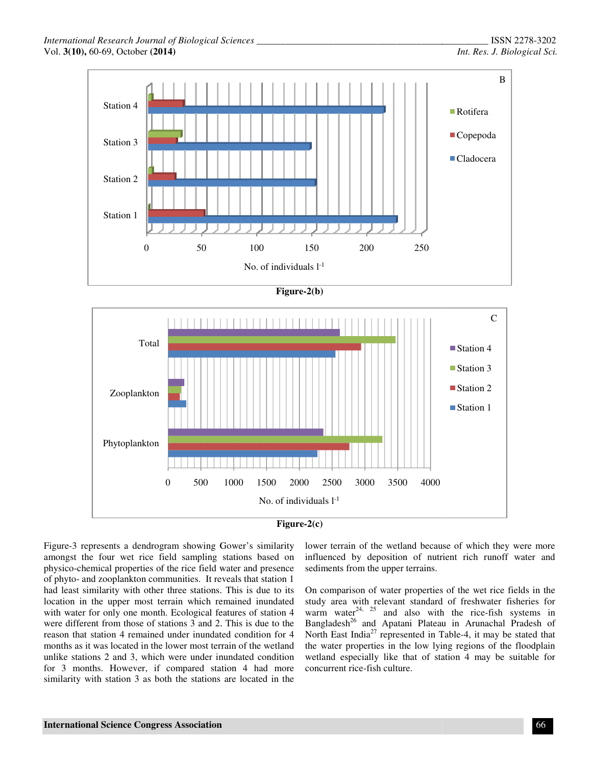Figure-2(b)

Figure-2(c)

Figure-3 represents a dendrogram showing Gower's similarity amongst the four wet rice field sampling stations based on physico-chemical properties of the rice field water and presence of phyto- and zooplankton communities. It reveals that station 1 had least similarity with other three stations. This is due to its location in the upper most terrain which remained inundated with water for only one month. Ecological features of station 4 were different from those of stations 3 and 2. This is due to the reason that station 4 remained under inundated condition for 4 months as it was located in the lower most terrain of the wetland unlike stations 2 and 3, which were under inundated condition for 3 months. However, if compared station 4 had more similarity with station 3 as both the stations are located in the lower terrain of the wetland because of which they were more influenced by deposition of nutrient rich runoff water and sediments from the upper terrains.

On comparison of water properties of the wet rice fields in the study area with relevant standard of freshwater fisheries for warm water[24, 25] and also with the rice-fish systems in Bangladesh[26] and Apatani Plateau in Arunachal Pradesh of North East India[27] represented in Table-4, it may be stated that the water properties in the low lying regions of the floodplain wetland especially like that of station 4 may be suitable for concurrent rice-fish culture.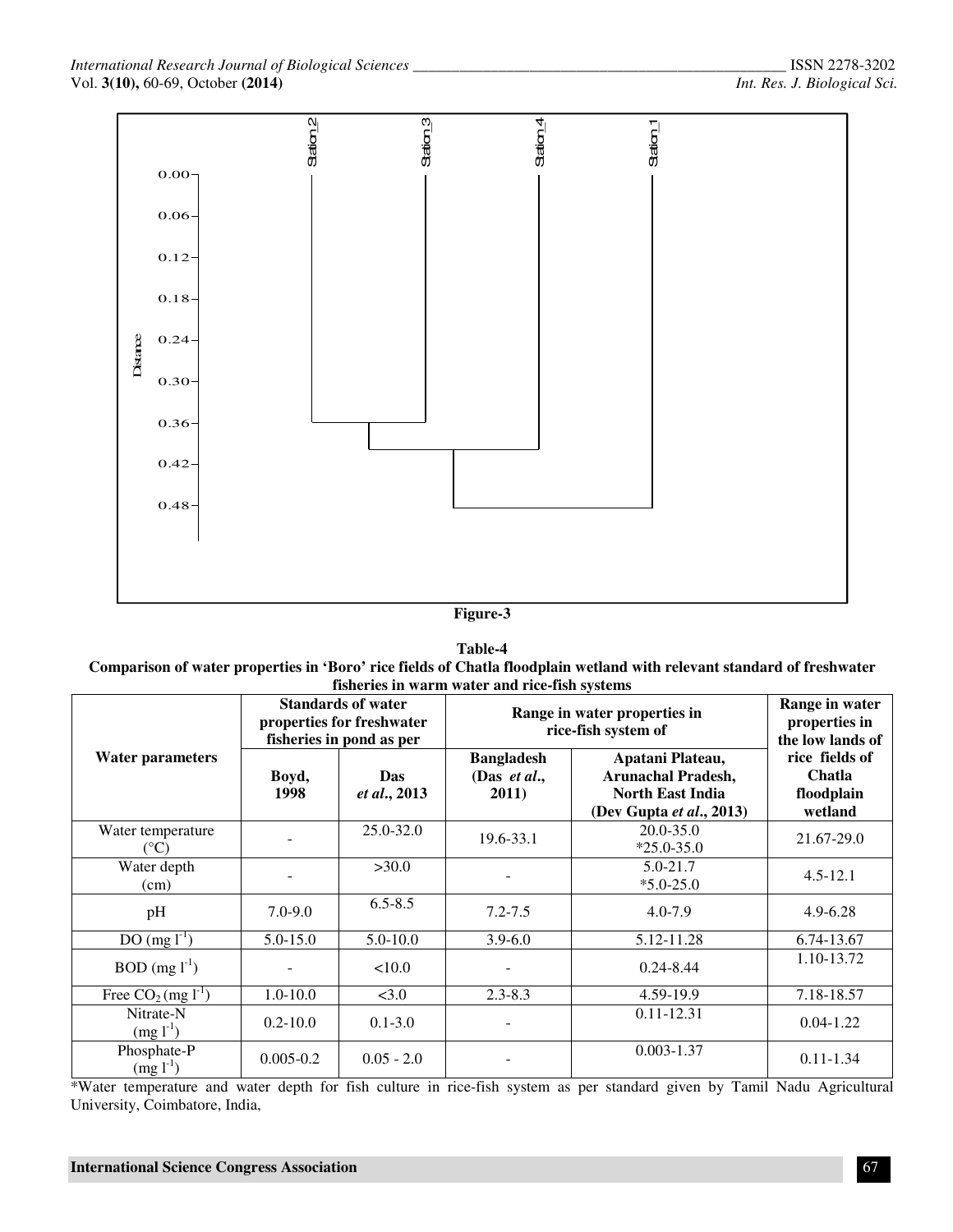Figure-3

Table-4
**Comparison of water properties in 'Boro' rice fields of Chatla floodplain wetland with relevant standard of freshwater fisheries in warm water and rice-fish systems**

| Water parameters | Standards of water properties for freshwater fisheries in pond as per | | Range in water properties in rice-fish system of | | Range in water properties in the low lands of rice fields of Chatla floodplain wetland |
|---|---|---|---|---|---|
| | Boyd, 1998 | Das *et al*., 2013 | Bangladesh (Das *et al*., 2011) | Apatani Plateau, Arunachal Pradesh, North East India (Dev Gupta *et al*., 2013) | |
| Water temperature (°C) | - | 25.0-32.0 | 19.6-33.1 | 20.0-35.0 *25.0-35.0 | 21.67-29.0 |
| Water depth (cm) | - | >30.0 | - | 5.0-21.7 *5.0-25.0 | 4.5-12.1 |
| pH | 7.0-9.0 | 6.5-8.5 | 7.2-7.5 | 4.0-7.9 | 4.9-6.28 |
| DO (mg $l^{-1}$) | 5.0-15.0 | 5.0-10.0 | 3.9-6.0 | 5.12-11.28 | 6.74-13.67 |
| BOD (mg $l^{-1}$) | - | <10.0 | - | 0.24-8.44 | 1.10-13.72 |
| Free $CO_2$ (mg $l^{-1}$) | 1.0-10.0 | <3.0 | 2.3-8.3 | 4.59-19.9 | 7.18-18.57 |
| Nitrate-N (mg $l^{-1}$) | 0.2-10.0 | 0.1-3.0 | - | 0.11-12.31 | 0.04-1.22 |
| Phosphate-P (mg $l^{-1}$) | 0.005-0.2 | 0.05 - 2.0 | - | 0.003-1.37 | 0.11-1.34 |

*Water temperature and water depth for fish culture in rice-fish system as per standard given by Tamil Nadu Agricultural University, Coimbatore, India,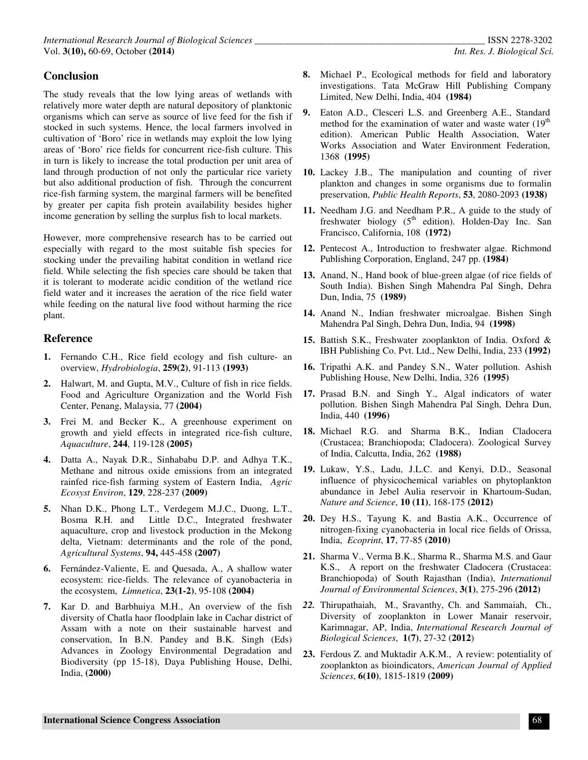## Conclusion

The study reveals that the low lying areas of wetlands with relatively more water depth are natural depository of planktonic organisms which can serve as source of live feed for the fish if stocked in such systems. Hence, the local farmers involved in cultivation of 'Boro' rice in wetlands may exploit the low lying areas of 'Boro' rice fields for concurrent rice-fish culture. This in turn is likely to increase the total production per unit area of land through production of not only the particular rice variety but also additional production of fish. Through the concurrent rice-fish farming system, the marginal farmers will be benefited by greater per capita fish protein availability besides higher income generation by selling the surplus fish to local markets.

However, more comprehensive research has to be carried out especially with regard to the most suitable fish species for stocking under the prevailing habitat condition in wetland rice field. While selecting the fish species care should be taken that it is tolerant to moderate acidic condition of the wetland rice field water and it increases the aeration of the rice field water while feeding on the natural live food without harming the rice plant.

## Reference

1. Fernando C.H., Rice field ecology and fish culture- an overview, *Hydrobiologia*, **259(2)**, 91-113 **(1993)**
2. Halwart, M. and Gupta, M.V., Culture of fish in rice fields. Food and Agriculture Organization and the World Fish Center, Penang, Malaysia, 77 **(2004)**
3. Frei M. and Becker K., A greenhouse experiment on growth and yield effects in integrated rice-fish culture, *Aquaculture*, **244**, 119-128 **(2005)**
4. Datta A., Nayak D.R., Sinhababu D.P. and Adhya T.K., Methane and nitrous oxide emissions from an integrated rainfed rice-fish farming system of Eastern India, *Agric Ecosyst Environ*, **129**, 228-237 **(2009)**
5. Nhan D.K., Phong L.T., Verdegem M.J.C., Duong, L.T., Bosma R.H. and Little D.C., Integrated freshwater aquaculture, crop and livestock production in the Mekong delta, Vietnam: determinants and the role of the pond, *Agricultural Systems*, **94,** 445-458 **(2007)**
6. Fernández-Valiente, E. and Quesada, A., A shallow water ecosystem: rice-fields. The relevance of cyanobacteria in the ecosystem, *Limnetica*, **23(1-2)**, 95-108 **(2004)**
7. Kar D. and Barbhuiya M.H., An overview of the fish diversity of Chatla haor floodplain lake in Cachar district of Assam with a note on their sustainable harvest and conservation, In B.N. Pandey and B.K. Singh (Eds) Advances in Zoology Environmental Degradation and Biodiversity (pp 15-18), Daya Publishing House, Delhi, India, **(2000)**
8. Michael P., Ecological methods for field and laboratory investigations. Tata McGraw Hill Publishing Company Limited, New Delhi, India, 404 **(1984)**
9. Eaton A.D., Clesceri L.S. and Greenberg A.E., Standard method for the examination of water and waste water (19th edition). American Public Health Association, Water Works Association and Water Environment Federation, 1368 **(1995)**
10. Lackey J.B., The manipulation and counting of river plankton and changes in some organisms due to formalin preservation, *Public Health Reports*, **53**, 2080-2093 **(1938)**
11. Needham J.G. and Needham P.R., A guide to the study of freshwater biology (5th edition). Holden-Day Inc. San Francisco, California, 108 **(1972)**
12. Pentecost A., Introduction to freshwater algae. Richmond Publishing Corporation, England, 247 pp. **(1984)**
13. Anand, N., Hand book of blue-green algae (of rice fields of South India). Bishen Singh Mahendra Pal Singh, Dehra Dun, India, 75 **(1989)**
14. Anand N., Indian freshwater microalgae. Bishen Singh Mahendra Pal Singh, Dehra Dun, India, 94 **(1998)**
15. Battish S.K., Freshwater zooplankton of India. Oxford & IBH Publishing Co. Pvt. Ltd., New Delhi, India, 233 **(1992)**
16. Tripathi A.K. and Pandey S.N., Water pollution. Ashish Publishing House, New Delhi, India, 326 **(1995)**
17. Prasad B.N. and Singh Y., Algal indicators of water pollution. Bishen Singh Mahendra Pal Singh, Dehra Dun, India, 440 **(1996)**
18. Michael R.G. and Sharma B.K., Indian Cladocera (Crustacea; Branchiopoda; Cladocera). Zoological Survey of India, Calcutta, India, 262 **(1988)**
19. Lukaw, Y.S., Ladu, J.L.C. and Kenyi, D.D., Seasonal influence of physicochemical variables on phytoplankton abundance in Jebel Aulia reservoir in Khartoum-Sudan, *Nature and Science*, **10 (11)**, 168-175 **(2012)**
20. Dey H.S., Tayung K. and Bastia A.K., Occurrence of nitrogen-fixing cyanobacteria in local rice fields of Orissa, India, *Ecoprint*, **17**, 77-85 **(2010)**
21. Sharma V., Verma B.K., Sharma R., Sharma M.S. and Gaur K.S., A report on the freshwater Cladocera (Crustacea: Branchiopoda) of South Rajasthan (India), *International Journal of Environmental Sciences*, **3(1)**, 275-296 **(2012)**
22. Thirupathaiah, M., Sravanthy, Ch. and Sammaiah, Ch., Diversity of zooplankton in Lower Manair reservoir, Karimnagar, AP, India, *International Research Journal of Biological Sciences*, **1(7)**, 27-32 (**2012**)
23. Ferdous Z. and Muktadir A.K.M., A review: potentiality of zooplankton as bioindicators, *American Journal of Applied Sciences*, **6(10)**, 1815-1819 **(2009)**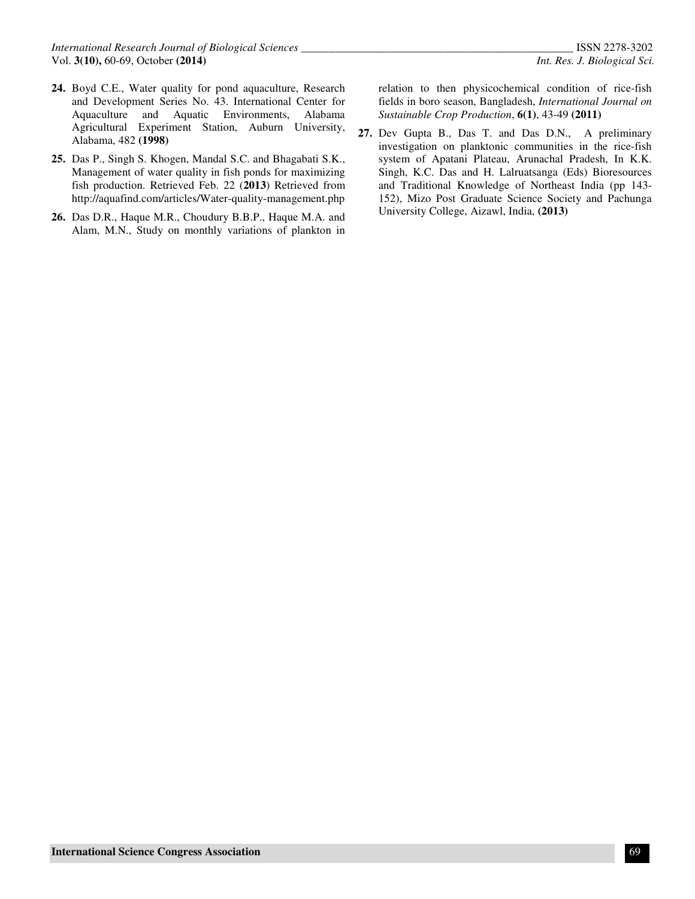24. Boyd C.E., Water quality for pond aquaculture, Research and Development Series No. 43. International Center for Aquaculture and Aquatic Environments, Alabama Agricultural Experiment Station, Auburn University, Alabama, 482 **(1998)**

25. Das P., Singh S. Khogen, Mandal S.C. and Bhagabati S.K., Management of water quality in fish ponds for maximizing fish production. Retrieved Feb. 22 (**2013**) Retrieved from http://aquafind.com/articles/Water-quality-management.php

26. Das D.R., Haque M.R., Choudury B.B.P., Haque M.A. and Alam, M.N., Study on monthly variations of plankton in relation to then physicochemical condition of rice-fish fields in boro season, Bangladesh, *International Journal on Sustainable Crop Production*, **6(1)**, 43-49 **(2011)**

27. Dev Gupta B., Das T. and Das D.N., A preliminary investigation on planktonic communities in the rice-fish system of Apatani Plateau, Arunachal Pradesh, In K.K. Singh, K.C. Das and H. Lalruatsanga (Eds) Bioresources and Traditional Knowledge of Northeast India (pp 143-152), Mizo Post Graduate Science Society and Pachunga University College, Aizawl, India, **(2013)**